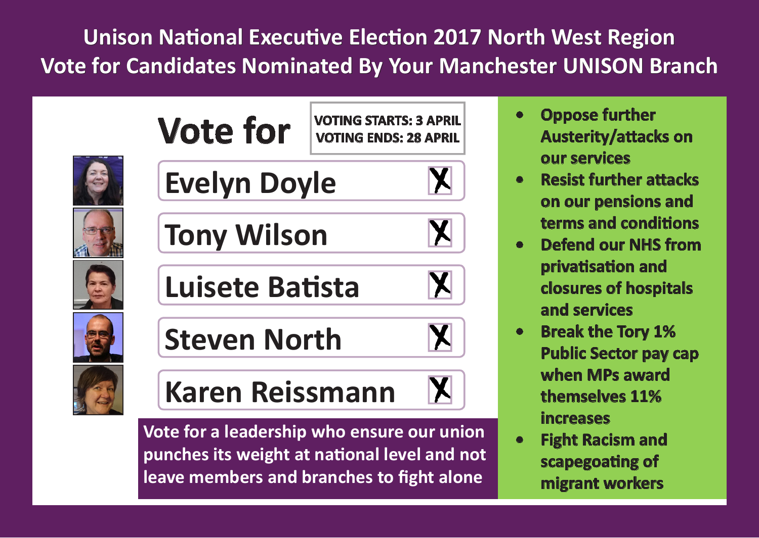# Unison National Executive Election 2017 North West Region

## Vote for Candidates Nominated By Your Manchester UNISON Branch

## Vote for

VOTING STARTS: 3 APRIL
VOTING ENDS: 28 APRIL

| Candidate | |
|---|---|
| Evelyn Doyle | X |
| Tony Wilson | X |
| Luisete Batista | X |
| Steven North | X |
| Karen Reissmann | X |

**Vote for a leadership who ensure our union punches its weight at national level and not leave members and branches to fight alone**

- **Oppose further Austerity/attacks on our services**
- **Resist further attacks on our pensions and terms and conditions**
- **Defend our NHS from privatisation and closures of hospitals and services**
- **Break the Tory 1% Public Sector pay cap when MPs award themselves 11% increases**
- **Fight Racism and scapegoating of migrant workers**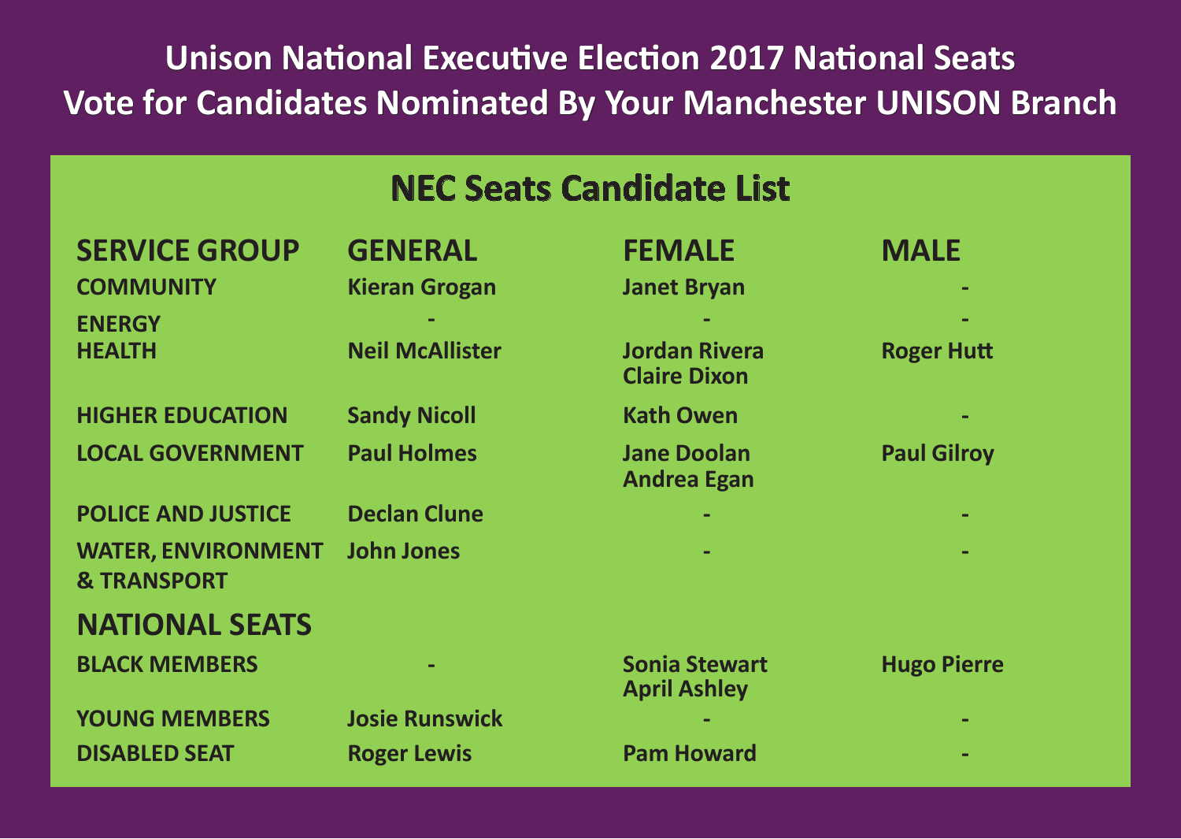# Unison National Executive Election 2017 National Seats
# Vote for Candidates Nominated By Your Manchester UNISON Branch

## NEC Seats Candidate List

| SERVICE GROUP | GENERAL | FEMALE | MALE |
|---|---|---|---|
| **COMMUNITY** | Kieran Grogan | Janet Bryan | - |
| **ENERGY** | - | - | - |
| **HEALTH** | Neil McAllister | Jordan Rivera<br>Claire Dixon | Roger Hutt |
| **HIGHER EDUCATION** | Sandy Nicoll | Kath Owen | - |
| **LOCAL GOVERNMENT** | Paul Holmes | Jane Doolan<br>Andrea Egan | Paul Gilroy |
| **POLICE AND JUSTICE** | Declan Clune | - | - |
| **WATER, ENVIRONMENT & TRANSPORT** | John Jones | - | - |
| **NATIONAL SEATS** | | | |
| **BLACK MEMBERS** | - | Sonia Stewart<br>April Ashley | Hugo Pierre |
| **YOUNG MEMBERS** | Josie Runswick | - | - |
| **DISABLED SEAT** | Roger Lewis | Pam Howard | - |